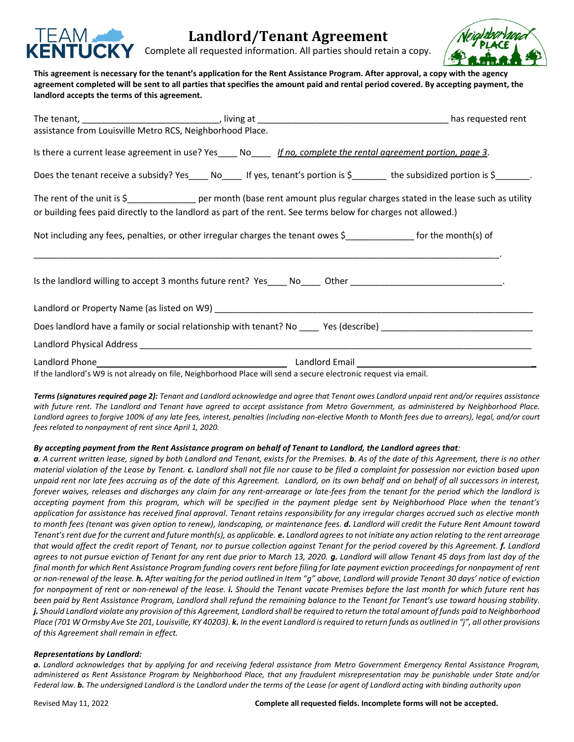# Landlord/Tenant Agreement

Complete all requested information. All parties should retain a copy.

**This agreement is necessary for the tenant's application for the Rent Assistance Program. After approval, a copy with the agency agreement completed will be sent to all parties that specifies the amount paid and rental period covered. By accepting payment, the landlord accepts the terms of this agreement.**

The tenant, ___________________________, living at ______________________________________ has requested rent assistance from Louisville Metro RCS, Neighborhood Place.

Is there a current lease agreement in use? Yes____ No____ *If no, complete the rental agreement portion, page 3*.

Does the tenant receive a subsidy? Yes____ No____ If yes, tenant's portion is $_______ the subsidized portion is $_______.

The rent of the unit is $_____________ per month (base rent amount plus regular charges stated in the lease such as utility or building fees paid directly to the landlord as part of the rent. See terms below for charges not allowed.)

Not including any fees, penalties, or other irregular charges the tenant owes $_____________ for the month(s) of

_____________________________________________________________________________________________.

Is the landlord willing to accept 3 months future rent? Yes____ No____ Other ______________________________.

Landlord or Property Name (as listed on W9) _________________________________________________________________

Does landlord have a family or social relationship with tenant? No ____ Yes (describe) ______________________________

Landlord Physical Address ___________________________________________________________________________

Landlord Phone___________________________________ Landlord Email __________________________________

If the landlord's W9 is not already on file, Neighborhood Place will send a secure electronic request via email.

***Terms (signatures required page 2):*** *Tenant and Landlord acknowledge and agree that Tenant owes Landlord unpaid rent and/or requires assistance with future rent. The Landlord and Tenant have agreed to accept assistance from Metro Government, as administered by Neighborhood Place. Landlord agrees to forgive 100% of any late fees, interest, penalties (including non-elective Month to Month fees due to arrears), legal, and/or court fees related to nonpayment of rent since April 1, 2020.*

***By accepting payment from the Rent Assistance program on behalf of Tenant to Landlord, the Landlord agrees that:***

***a.*** *A current written lease, signed by both Landlord and Tenant, exists for the Premises.* ***b.*** *As of the date of this Agreement, there is no other material violation of the Lease by Tenant.* ***c.*** *Landlord shall not file nor cause to be filed a complaint for possession nor eviction based upon unpaid rent nor late fees accruing as of the date of this Agreement. Landlord, on its own behalf and on behalf of all successors in interest, forever waives, releases and discharges any claim for any rent-arrearage or late-fees from the tenant for the period which the landlord is accepting payment from this program, which will be specified in the payment pledge sent by Neighborhood Place when the tenant's application for assistance has received final approval. Tenant retains responsibility for any irregular charges accrued such as elective month to month fees (tenant was given option to renew), landscaping, or maintenance fees.* ***d.*** *Landlord will credit the Future Rent Amount toward Tenant's rent due for the current and future month(s), as applicable.* ***e.*** *Landlord agrees to not initiate any action relating to the rent arrearage that would affect the credit report of Tenant, nor to pursue collection against Tenant for the period covered by this Agreement.* ***f.*** *Landlord agrees to not pursue eviction of Tenant for any rent due prior to March 13, 2020.* ***g.*** *Landlord will allow Tenant 45 days from last day of the final month for which Rent Assistance Program funding covers rent before filing for late payment eviction proceedings for nonpayment of rent or non-renewal of the lease.* ***h.*** *After waiting for the period outlined in Item "g" above, Landlord will provide Tenant 30 days' notice of eviction for nonpayment of rent or non-renewal of the lease.* ***i.*** *Should the Tenant vacate Premises before the last month for which future rent has been paid by Rent Assistance Program, Landlord shall refund the remaining balance to the Tenant for Tenant's use toward housing stability.* ***j.*** *Should Landlord violate any provision of this Agreement, Landlord shall be required to return the total amount of funds paid to Neighborhood Place (701 W Ormsby Ave Ste 201, Louisville, KY 40203).* ***k.*** *In the event Landlord is required to return funds as outlined in "j", all other provisions of this Agreement shall remain in effect.*

***Representations by Landlord:***

***a.*** *Landlord acknowledges that by applying for and receiving federal assistance from Metro Government Emergency Rental Assistance Program, administered as Rent Assistance Program by Neighborhood Place, that any fraudulent misrepresentation may be punishable under State and/or Federal law.* ***b.*** *The undersigned Landlord is the Landlord under the terms of the Lease (or agent of Landlord acting with binding authority upon*

Revised May 11, 2022

**Complete all requested fields. Incomplete forms will not be accepted.**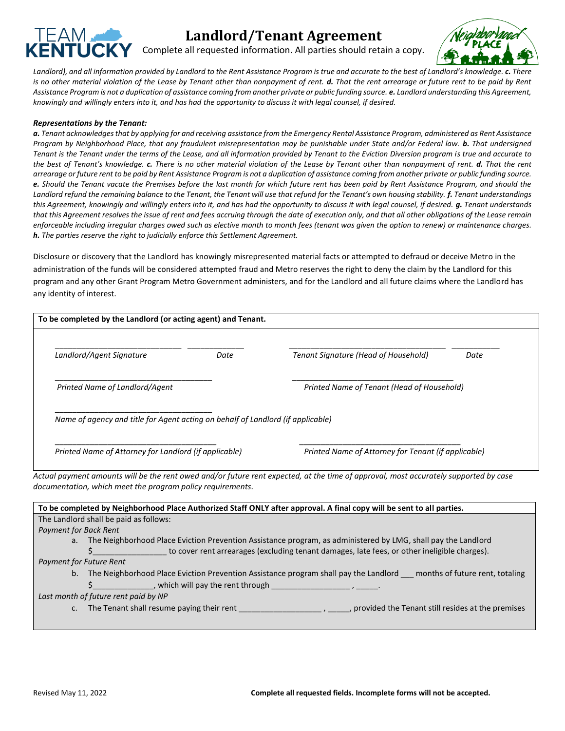# Landlord/Tenant Agreement

Complete all requested information. All parties should retain a copy.

*Landlord), and all information provided by Landlord to the Rent Assistance Program is true and accurate to the best of Landlord's knowledge. **c.** There is no other material violation of the Lease by Tenant other than nonpayment of rent. **d.** That the rent arrearage or future rent to be paid by Rent Assistance Program is not a duplication of assistance coming from another private or public funding source. **e.** Landlord understanding this Agreement, knowingly and willingly enters into it, and has had the opportunity to discuss it with legal counsel, if desired.*

***Representations by the Tenant:***

***a.** Tenant acknowledges that by applying for and receiving assistance from the Emergency Rental Assistance Program, administered as Rent Assistance Program by Neighborhood Place, that any fraudulent misrepresentation may be punishable under State and/or Federal law. **b.** That undersigned Tenant is the Tenant under the terms of the Lease, and all information provided by Tenant to the Eviction Diversion program is true and accurate to the best of Tenant's knowledge. **c.** There is no other material violation of the Lease by Tenant other than nonpayment of rent. **d.** That the rent arrearage or future rent to be paid by Rent Assistance Program is not a duplication of assistance coming from another private or public funding source. **e.** Should the Tenant vacate the Premises before the last month for which future rent has been paid by Rent Assistance Program, and should the Landlord refund the remaining balance to the Tenant, the Tenant will use that refund for the Tenant's own housing stability. **f.** Tenant understandings this Agreement, knowingly and willingly enters into it, and has had the opportunity to discuss it with legal counsel, if desired. **g.** Tenant understands that this Agreement resolves the issue of rent and fees accruing through the date of execution only, and that all other obligations of the Lease remain enforceable including irregular charges owed such as elective month to month fees (tenant was given the option to renew) or maintenance charges. **h.** The parties reserve the right to judicially enforce this Settlement Agreement.*

Disclosure or discovery that the Landlord has knowingly misrepresented material facts or attempted to defraud or deceive Metro in the administration of the funds will be considered attempted fraud and Metro reserves the right to deny the claim by the Landlord for this program and any other Grant Program Metro Government administers, and for the Landlord and all future claims where the Landlord has any identity of interest.

**To be completed by the Landlord (or acting agent) and Tenant.**

_____________________________ _____________ *Landlord/Agent Signature* *Date*

_____________________________ _____________ *Tenant Signature (Head of Household)* *Date*

_____________________________ *Printed Name of Landlord/Agent*

_____________________________ *Printed Name of Tenant (Head of Household)*

_____________________________ *Name of agency and title for Agent acting on behalf of Landlord (if applicable)*

_____________________________ *Printed Name of Attorney for Landlord (if applicable)*

_____________________________ *Printed Name of Attorney for Tenant (if applicable)*

*Actual payment amounts will be the rent owed and/or future rent expected, at the time of approval, most accurately supported by case documentation, which meet the program policy requirements.*

**To be completed by Neighborhood Place Authorized Staff ONLY after approval. A final copy will be sent to all parties.**

The Landlord shall be paid as follows:

*Payment for Back Rent*

a. The Neighborhood Place Eviction Prevention Assistance program, as administered by LMG, shall pay the Landlord $________________ to cover rent arrearages (excluding tenant damages, late fees, or other ineligible charges).

*Payment for Future Rent*

b. The Neighborhood Place Eviction Prevention Assistance program shall pay the Landlord ___ months of future rent, totaling $______________, which will pay the rent through _________________ , _____.

*Last month of future rent paid by NP*

c. The Tenant shall resume paying their rent __________________ , _____, provided the Tenant still resides at the premises

Revised May 11, 2022

**Complete all requested fields. Incomplete forms will not be accepted.**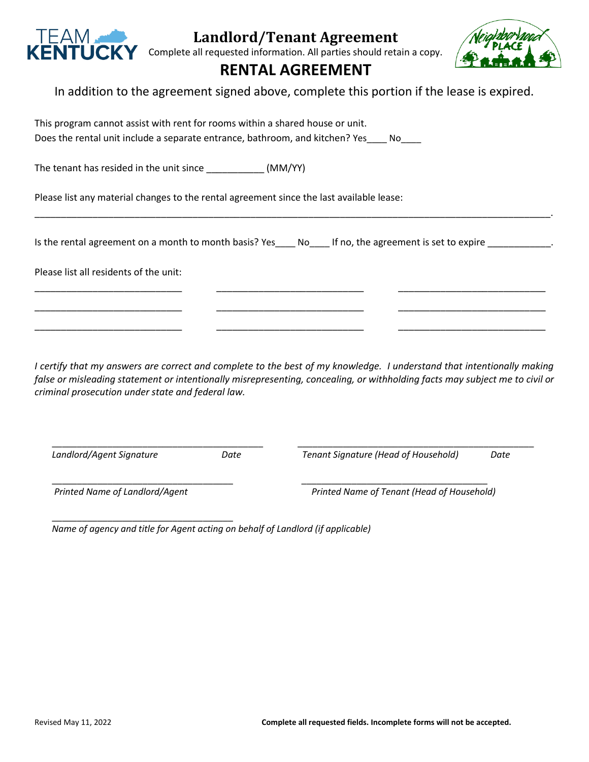# Landlord/Tenant Agreement

Complete all requested information. All parties should retain a copy.

## RENTAL AGREEMENT

In addition to the agreement signed above, complete this portion if the lease is expired.

This program cannot assist with rent for rooms within a shared house or unit.
Does the rental unit include a separate entrance, bathroom, and kitchen? Yes____ No____

The tenant has resided in the unit since ___________ (MM/YY)

Please list any material changes to the rental agreement since the last available lease:

____________________________________________________________________________________________.

Is the rental agreement on a month to month basis? Yes____ No____ If no, the agreement is set to expire ____________.

Please list all residents of the unit:

____________________________ ____________________________ ____________________________

____________________________ ____________________________ ____________________________

____________________________ ____________________________ ____________________________

*I certify that my answers are correct and complete to the best of my knowledge. I understand that intentionally making false or misleading statement or intentionally misrepresenting, concealing, or withholding facts may subject me to civil or criminal prosecution under state and federal law.*

________________________________________ ____________________________________________

*Landlord/Agent Signature Date* *Tenant Signature (Head of Household) Date*

___________________________________ ___________________________________

*Printed Name of Landlord/Agent* *Printed Name of Tenant (Head of Household)*

___________________________________

*Name of agency and title for Agent acting on behalf of Landlord (if applicable)*

Revised May 11, 2022

**Complete all requested fields. Incomplete forms will not be accepted.**